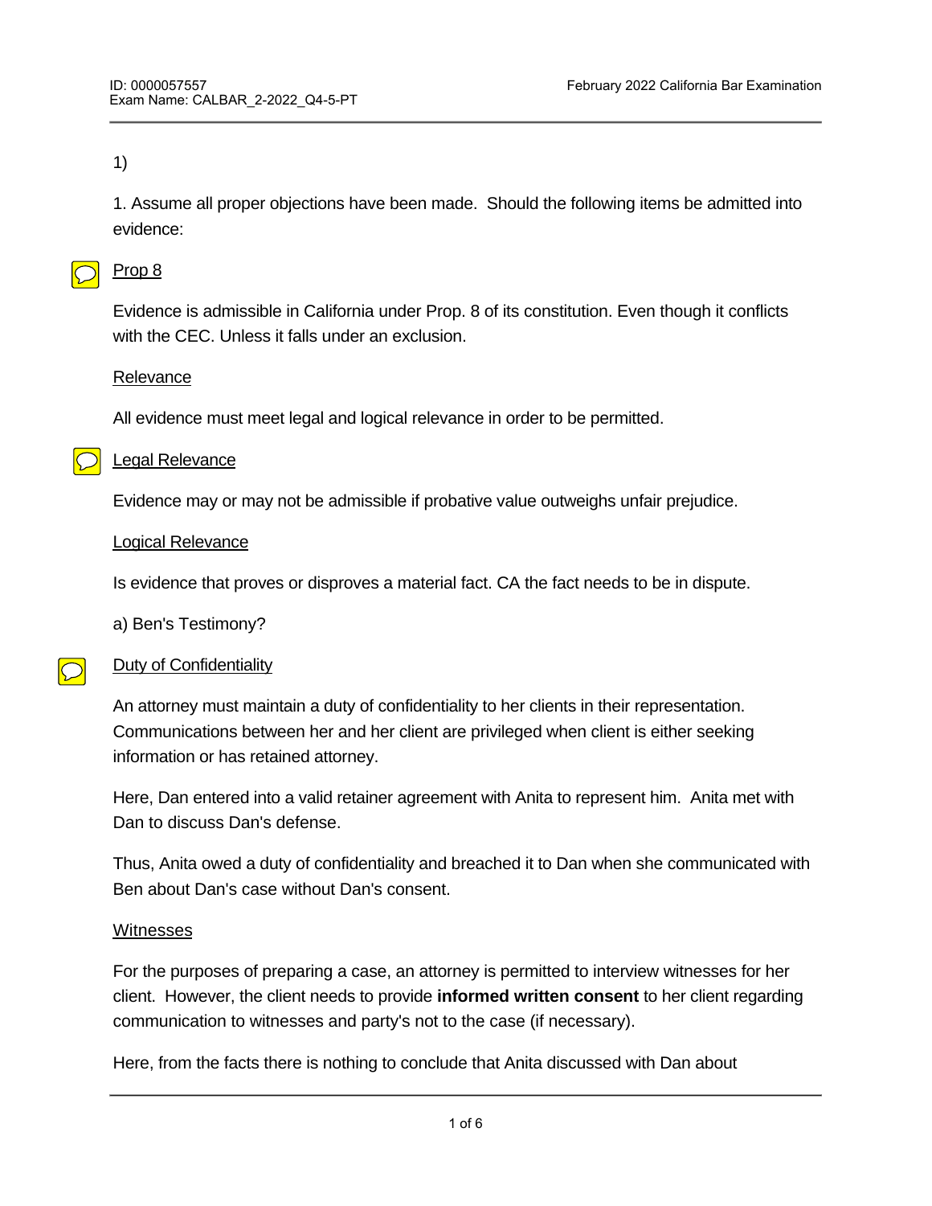1)

1. Assume all proper objections have been made. Should the following items be admitted into evidence:

Prop 8

Evidence is admissible in California under Prop. 8 of its constitution. Even though it conflicts with the CEC. Unless it falls under an exclusion.

Relevance

All evidence must meet legal and logical relevance in order to be permitted.

Legal Relevance

Evidence may or may not be admissible if probative value outweighs unfair prejudice.

Logical Relevance

Is evidence that proves or disproves a material fact. CA the fact needs to be in dispute.

a) Ben's Testimony?

Duty of Confidentiality

An attorney must maintain a duty of confidentiality to her clients in their representation. Communications between her and her client are privileged when client is either seeking information or has retained attorney.

Here, Dan entered into a valid retainer agreement with Anita to represent him. Anita met with Dan to discuss Dan's defense.

Thus, Anita owed a duty of confidentiality and breached it to Dan when she communicated with Ben about Dan's case without Dan's consent.

Witnesses

For the purposes of preparing a case, an attorney is permitted to interview witnesses for her client. However, the client needs to provide **informed written consent** to her client regarding communication to witnesses and party's not to the case (if necessary).

Here, from the facts there is nothing to conclude that Anita discussed with Dan about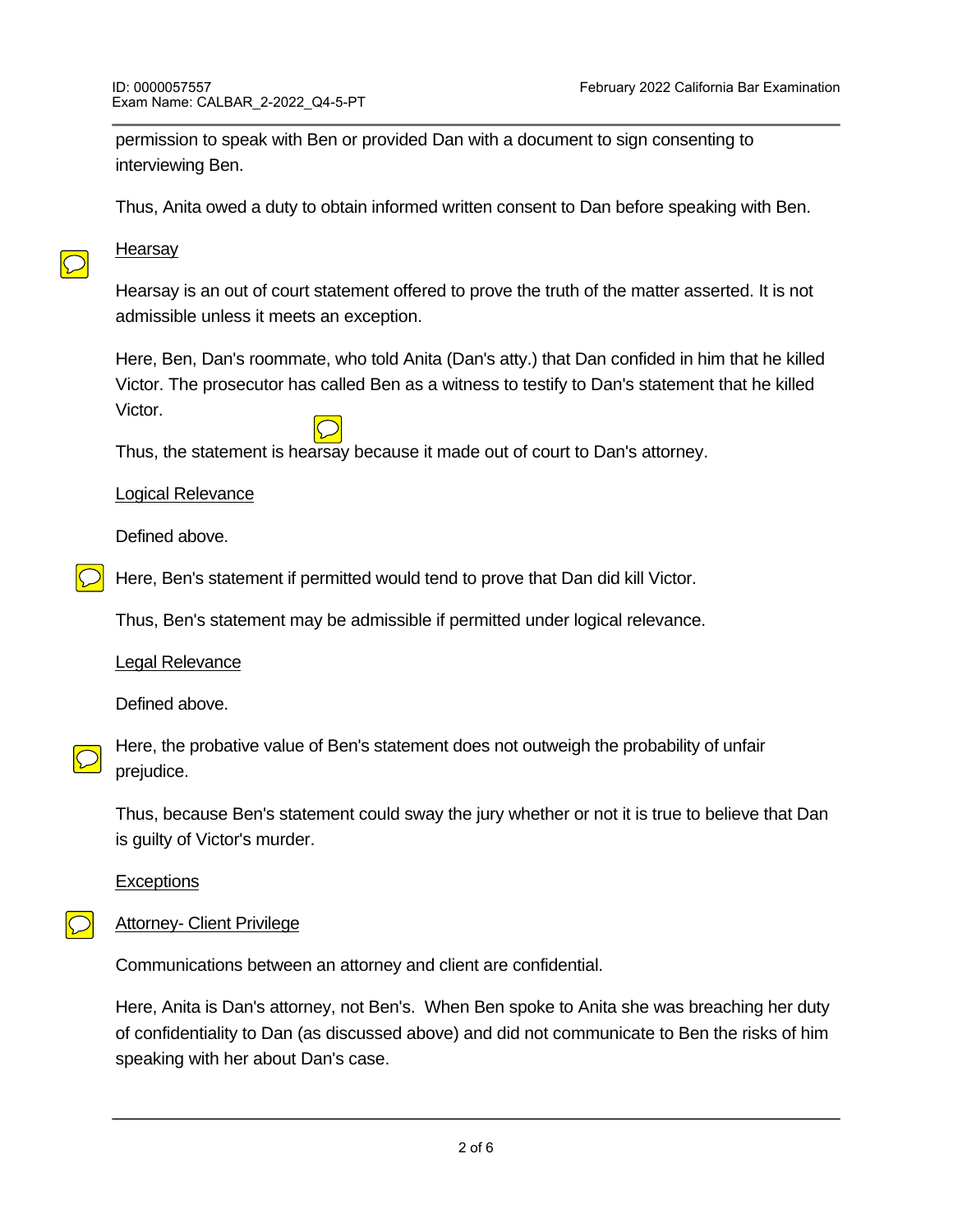permission to speak with Ben or provided Dan with a document to sign consenting to interviewing Ben.

Thus, Anita owed a duty to obtain informed written consent to Dan before speaking with Ben.

<u>Hearsay</u>

Hearsay is an out of court statement offered to prove the truth of the matter asserted. It is not admissible unless it meets an exception.

Here, Ben, Dan's roommate, who told Anita (Dan's atty.) that Dan confided in him that he killed Victor. The prosecutor has called Ben as a witness to testify to Dan's statement that he killed Victor.

Thus, the statement is hearsay because it made out of court to Dan's attorney.

<u>Logical Relevance</u>

Defined above.

Here, Ben's statement if permitted would tend to prove that Dan did kill Victor.

Thus, Ben's statement may be admissible if permitted under logical relevance.

<u>Legal Relevance</u>

Defined above.

Here, the probative value of Ben's statement does not outweigh the probability of unfair prejudice.

Thus, because Ben's statement could sway the jury whether or not it is true to believe that Dan is guilty of Victor's murder.

<u>Exceptions</u>

<u>Attorney- Client Privilege</u>

Communications between an attorney and client are confidential.

Here, Anita is Dan's attorney, not Ben's. When Ben spoke to Anita she was breaching her duty of confidentiality to Dan (as discussed above) and did not communicate to Ben the risks of him speaking with her about Dan's case.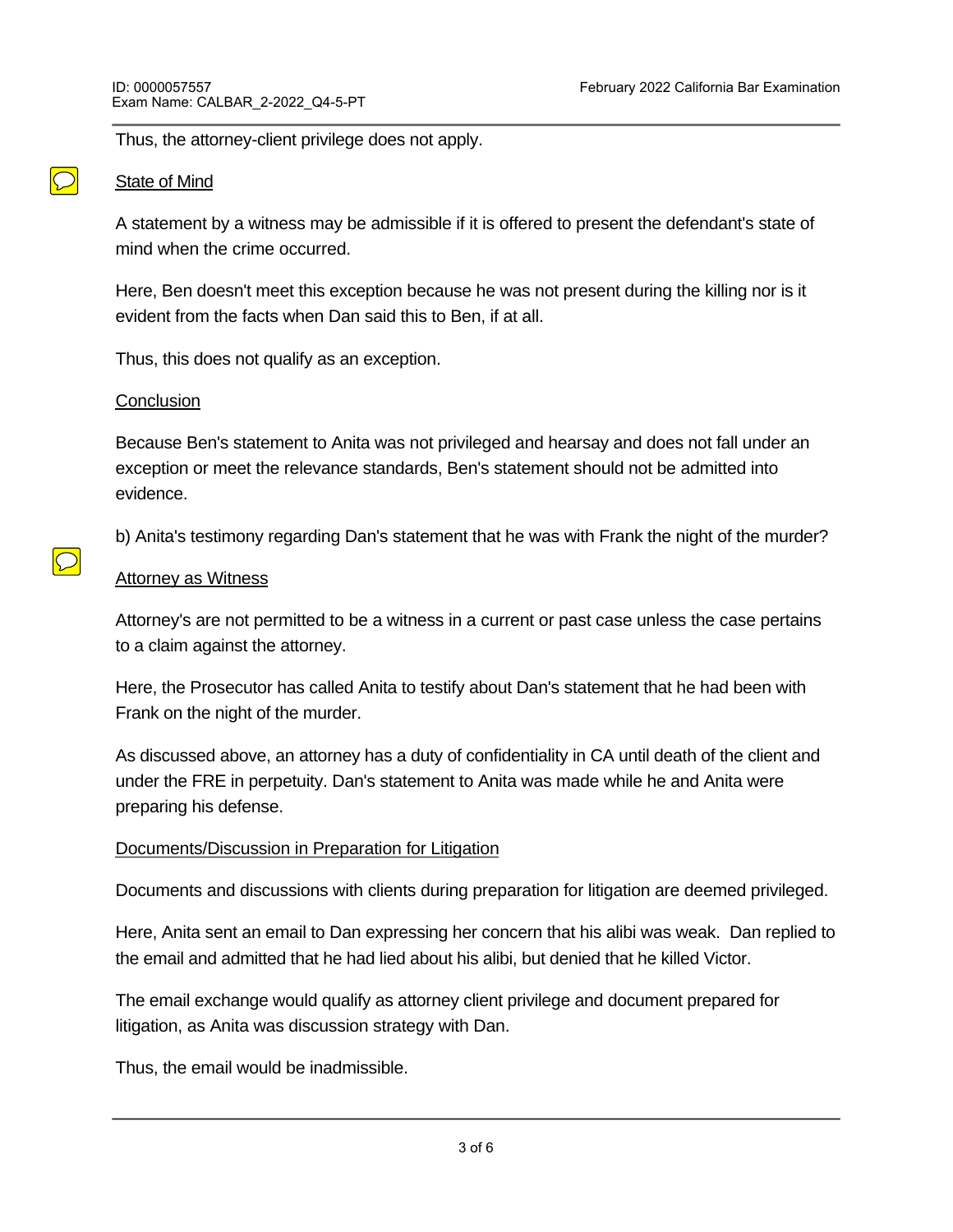Thus, the attorney-client privilege does not apply.

State of Mind

A statement by a witness may be admissible if it is offered to present the defendant's state of mind when the crime occurred.

Here, Ben doesn't meet this exception because he was not present during the killing nor is it evident from the facts when Dan said this to Ben, if at all.

Thus, this does not qualify as an exception.

Conclusion

Because Ben's statement to Anita was not privileged and hearsay and does not fall under an exception or meet the relevance standards, Ben's statement should not be admitted into evidence.

b) Anita's testimony regarding Dan's statement that he was with Frank the night of the murder?

Attorney as Witness

Attorney's are not permitted to be a witness in a current or past case unless the case pertains to a claim against the attorney.

Here, the Prosecutor has called Anita to testify about Dan's statement that he had been with Frank on the night of the murder.

As discussed above, an attorney has a duty of confidentiality in CA until death of the client and under the FRE in perpetuity. Dan's statement to Anita was made while he and Anita were preparing his defense.

Documents/Discussion in Preparation for Litigation

Documents and discussions with clients during preparation for litigation are deemed privileged.

Here, Anita sent an email to Dan expressing her concern that his alibi was weak. Dan replied to the email and admitted that he had lied about his alibi, but denied that he killed Victor.

The email exchange would qualify as attorney client privilege and document prepared for litigation, as Anita was discussion strategy with Dan.

Thus, the email would be inadmissible.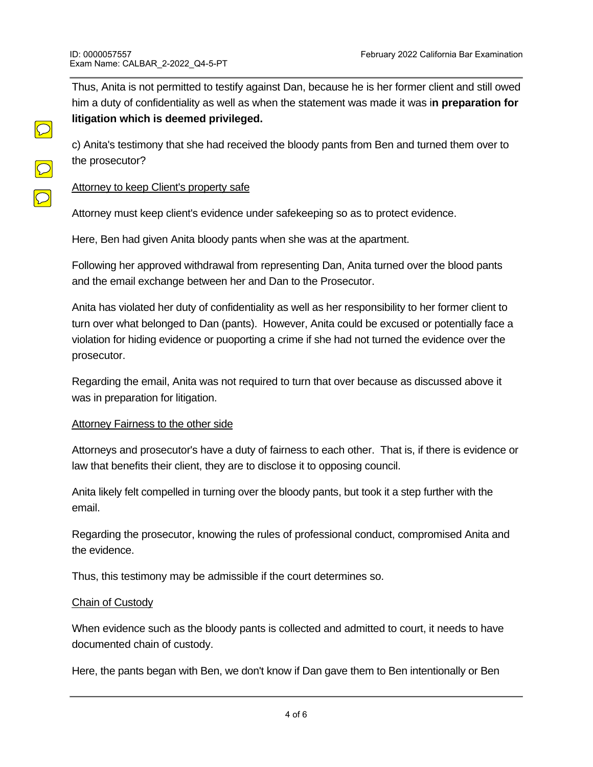Thus, Anita is not permitted to testify against Dan, because he is her former client and still owed him a duty of confidentiality as well as when the statement was made it was i**n preparation for litigation which is deemed privileged.**

c) Anita's testimony that she had received the bloody pants from Ben and turned them over to the prosecutor?

<u>Attorney to keep Client's property safe</u>

Attorney must keep client's evidence under safekeeping so as to protect evidence.

Here, Ben had given Anita bloody pants when she was at the apartment.

Following her approved withdrawal from representing Dan, Anita turned over the blood pants and the email exchange between her and Dan to the Prosecutor.

Anita has violated her duty of confidentiality as well as her responsibility to her former client to turn over what belonged to Dan (pants). However, Anita could be excused or potentially face a violation for hiding evidence or puoporting a crime if she had not turned the evidence over the prosecutor.

Regarding the email, Anita was not required to turn that over because as discussed above it was in preparation for litigation.

<u>Attorney Fairness to the other side</u>

Attorneys and prosecutor's have a duty of fairness to each other. That is, if there is evidence or law that benefits their client, they are to disclose it to opposing council.

Anita likely felt compelled in turning over the bloody pants, but took it a step further with the email.

Regarding the prosecutor, knowing the rules of professional conduct, compromised Anita and the evidence.

Thus, this testimony may be admissible if the court determines so.

<u>Chain of Custody</u>

When evidence such as the bloody pants is collected and admitted to court, it needs to have documented chain of custody.

Here, the pants began with Ben, we don't know if Dan gave them to Ben intentionally or Ben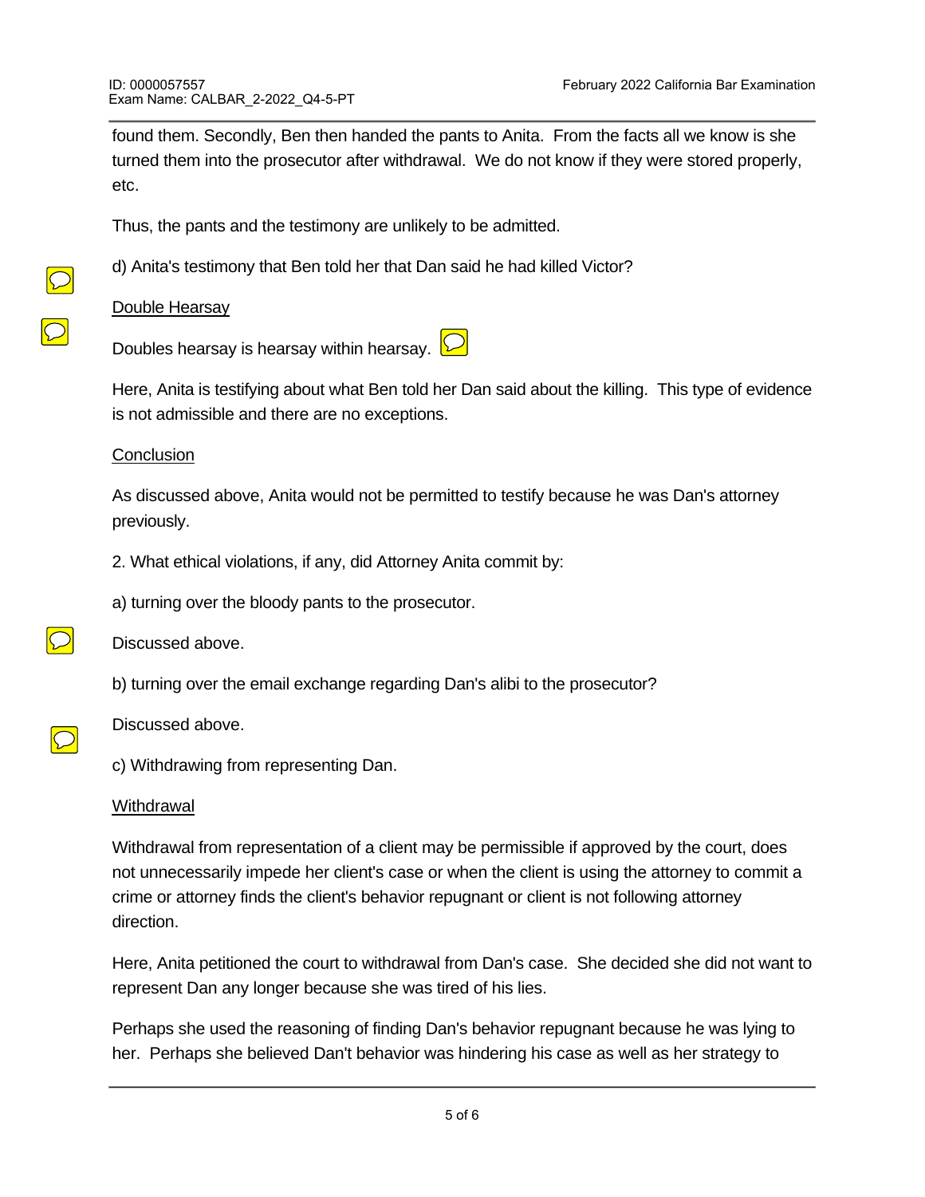found them. Secondly, Ben then handed the pants to Anita. From the facts all we know is she turned them into the prosecutor after withdrawal. We do not know if they were stored properly, etc.

Thus, the pants and the testimony are unlikely to be admitted.

d) Anita's testimony that Ben told her that Dan said he had killed Victor?

<u>Double Hearsay</u>

Doubles hearsay is hearsay within hearsay.

Here, Anita is testifying about what Ben told her Dan said about the killing. This type of evidence is not admissible and there are no exceptions.

<u>Conclusion</u>

As discussed above, Anita would not be permitted to testify because he was Dan's attorney previously.

2. What ethical violations, if any, did Attorney Anita commit by:

a) turning over the bloody pants to the prosecutor.

Discussed above.

b) turning over the email exchange regarding Dan's alibi to the prosecutor?

Discussed above.

c) Withdrawing from representing Dan.

<u>Withdrawal</u>

Withdrawal from representation of a client may be permissible if approved by the court, does not unnecessarily impede her client's case or when the client is using the attorney to commit a crime or attorney finds the client's behavior repugnant or client is not following attorney direction.

Here, Anita petitioned the court to withdrawal from Dan's case. She decided she did not want to represent Dan any longer because she was tired of his lies.

Perhaps she used the reasoning of finding Dan's behavior repugnant because he was lying to her. Perhaps she believed Dan't behavior was hindering his case as well as her strategy to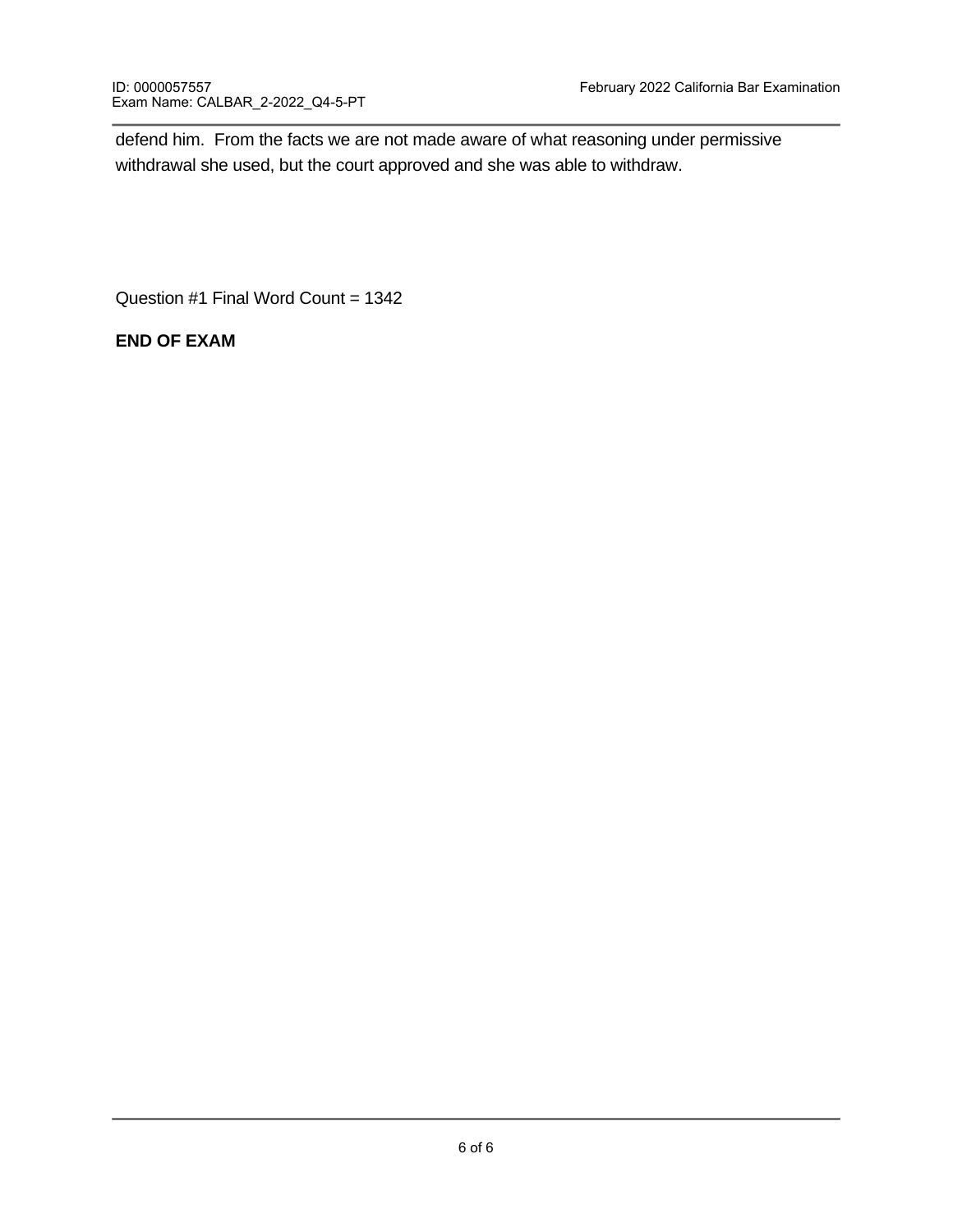defend him. From the facts we are not made aware of what reasoning under permissive withdrawal she used, but the court approved and she was able to withdraw.

Question #1 Final Word Count = 1342

**END OF EXAM**